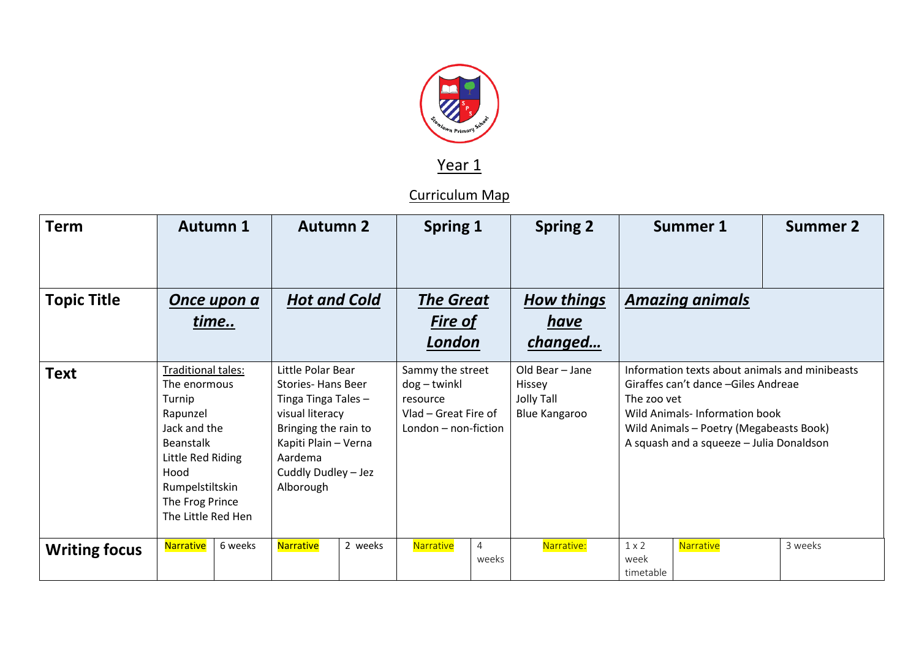Year 1

Curriculum Map

| Term | Autumn 1 | Autumn 2 | Spring 1 | Spring 2 | Summer 1 | Summer 2 |
|---|---|---|---|---|---|---|
| Topic Title | ***Once upon a time..*** | ***Hot and Cold*** | ***The Great Fire of London*** | ***How things have changed…*** | ***Amazing animals*** | |
| Text | Traditional tales:<br>The enormous Turnip<br>Rapunzel<br>Jack and the Beanstalk<br>Little Red Riding Hood<br>Rumpelstiltskin<br>The Frog Prince<br>The Little Red Hen | Little Polar Bear Stories- Hans Beer<br>Tinga Tinga Tales – visual literacy<br>Bringing the rain to Kapiti Plain – Verna Aardema<br>Cuddly Dudley – Jez Alborough | Sammy the street dog – twinkl resource<br>Vlad – Great Fire of London – non-fiction | Old Bear – Jane Hissey<br>Jolly Tall<br>Blue Kangaroo | Information texts about animals and minibeasts<br>Giraffes can't dance –Giles Andreae<br>The zoo vet<br>Wild Animals- Information book<br>Wild Animals – Poetry (Megabeasts Book)<br>A squash and a squeeze – Julia Donaldson | |
| Writing focus | Narrative — 6 weeks | Narrative — 2 weeks | Narrative — 4 weeks | Narrative: | 1 x 2 week timetable — Narrative | 3 weeks |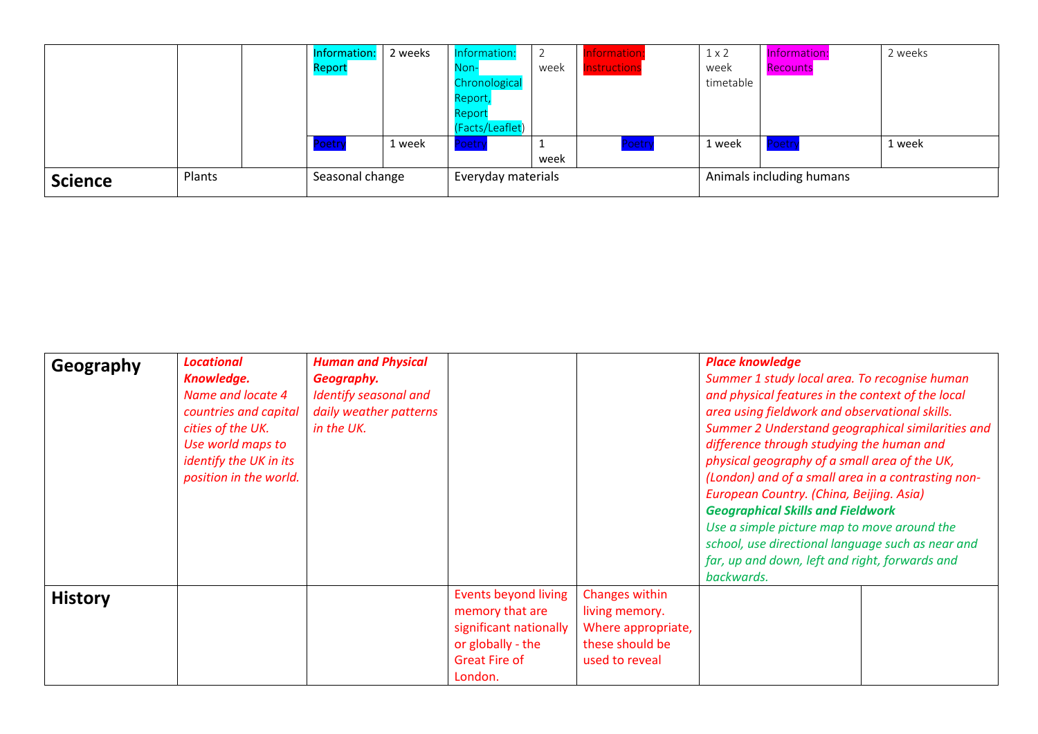| | | | | | | | | | | |
|---|---|---|---|---|---|---|---|---|---|---|
| | | | Information: Report | 2 weeks | Information: Non-Chronological Report, Report (Facts/Leaflet) | 2 week | Information: Instructions | 1 x 2 week timetable | Information: Recounts | 2 weeks |
| | | | Poetry | 1 week | Poetry | 1 week | Poetry | 1 week | Poetry | 1 week |
| **Science** | Plants | | Seasonal change | | Everyday materials | | | Animals including humans | | |

| | | | | | | |
|---|---|---|---|---|---|---|
| **Geography** | ***Locational Knowledge.*** *Name and locate 4 countries and capital cities of the UK. Use world maps to identify the UK in its position in the world.* | ***Human and Physical Geography.*** *Identify seasonal and daily weather patterns in the UK.* | | | ***Place knowledge*** *Summer 1 study local area. To recognise human and physical features in the context of the local area using fieldwork and observational skills. Summer 2 Understand geographical similarities and difference through studying the human and physical geography of a small area of the UK, (London) and of a small area in a contrasting non-European Country. (China, Beijing. Asia)* ***Geographical Skills and Fieldwork*** *Use a simple picture map to move around the school, use directional language such as near and far, up and down, left and right, forwards and backwards.* | |
| **History** | | | Events beyond living memory that are significant nationally or globally - the Great Fire of London. | Changes within living memory. Where appropriate, these should be used to reveal | | |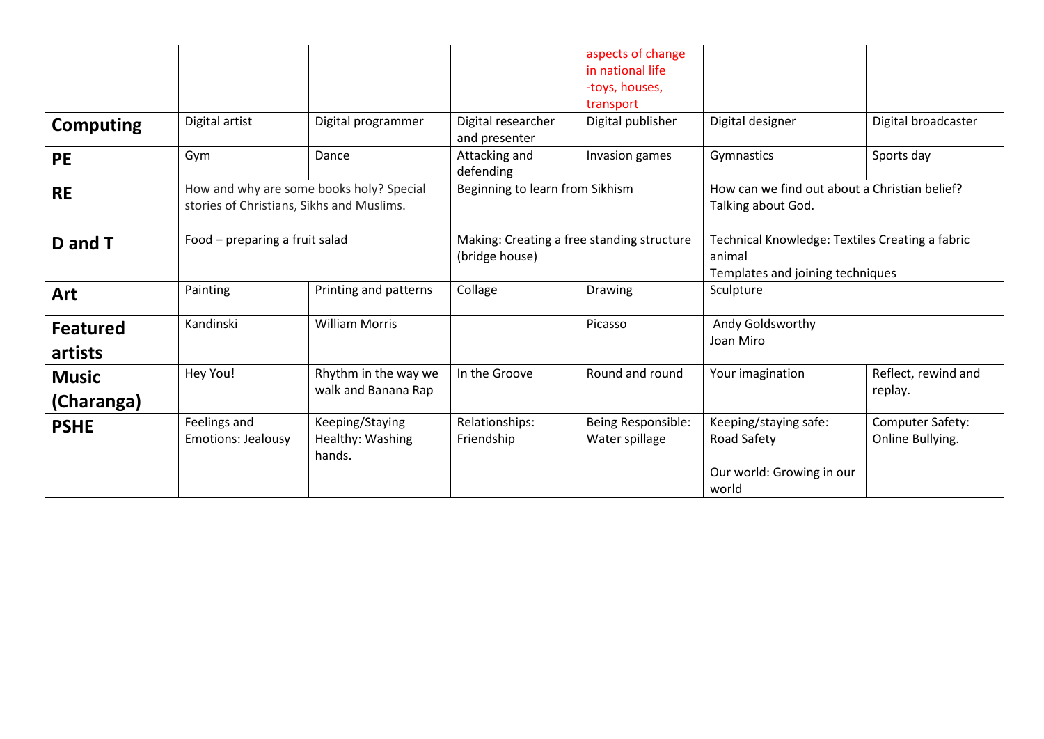| | | | | | | |
|---|---|---|---|---|---|---|
| | | | | aspects of change in national life -toys, houses, transport | | |
| **Computing** | Digital artist | Digital programmer | Digital researcher and presenter | Digital publisher | Digital designer | Digital broadcaster |
| **PE** | Gym | Dance | Attacking and defending | Invasion games | Gymnastics | Sports day |
| **RE** | How and why are some books holy? Special stories of Christians, Sikhs and Muslims. | | Beginning to learn from Sikhism | | How can we find out about a Christian belief? Talking about God. | |
| **D and T** | Food – preparing a fruit salad | | Making: Creating a free standing structure (bridge house) | | Technical Knowledge: Textiles Creating a fabric animal<br>Templates and joining techniques | |
| **Art** | Painting | Printing and patterns | Collage | Drawing | Sculpture | |
| **Featured artists** | Kandinski | William Morris | | Picasso | Andy Goldsworthy<br>Joan Miro | |
| **Music (Charanga)** | Hey You! | Rhythm in the way we walk and Banana Rap | In the Groove | Round and round | Your imagination | Reflect, rewind and replay. |
| **PSHE** | Feelings and Emotions: Jealousy | Keeping/Staying Healthy: Washing hands. | Relationships: Friendship | Being Responsible: Water spillage | Keeping/staying safe: Road Safety<br><br>Our world: Growing in our world | Computer Safety: Online Bullying. |